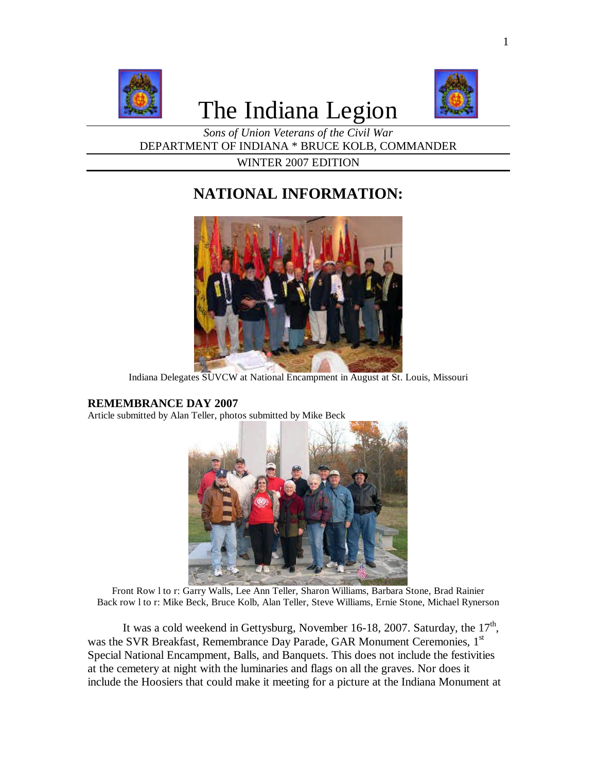# The Indiana Legion

*Sons of Union Veterans of the Civil War*

DEPARTMENT OF INDIANA * BRUCE KOLB, COMMANDER

WINTER 2007 EDITION

## NATIONAL INFORMATION:

Indiana Delegates SUVCW at National Encampment in August at St. Louis, Missouri

### REMEMBRANCE DAY 2007

Article submitted by Alan Teller, photos submitted by Mike Beck

Front Row l to r: Garry Walls, Lee Ann Teller, Sharon Williams, Barbara Stone, Brad Rainier
Back row l to r: Mike Beck, Bruce Kolb, Alan Teller, Steve Williams, Ernie Stone, Michael Rynerson

It was a cold weekend in Gettysburg, November 16-18, 2007. Saturday, the 17th, was the SVR Breakfast, Remembrance Day Parade, GAR Monument Ceremonies, 1st Special National Encampment, Balls, and Banquets. This does not include the festivities at the cemetery at night with the luminaries and flags on all the graves. Nor does it include the Hoosiers that could make it meeting for a picture at the Indiana Monument at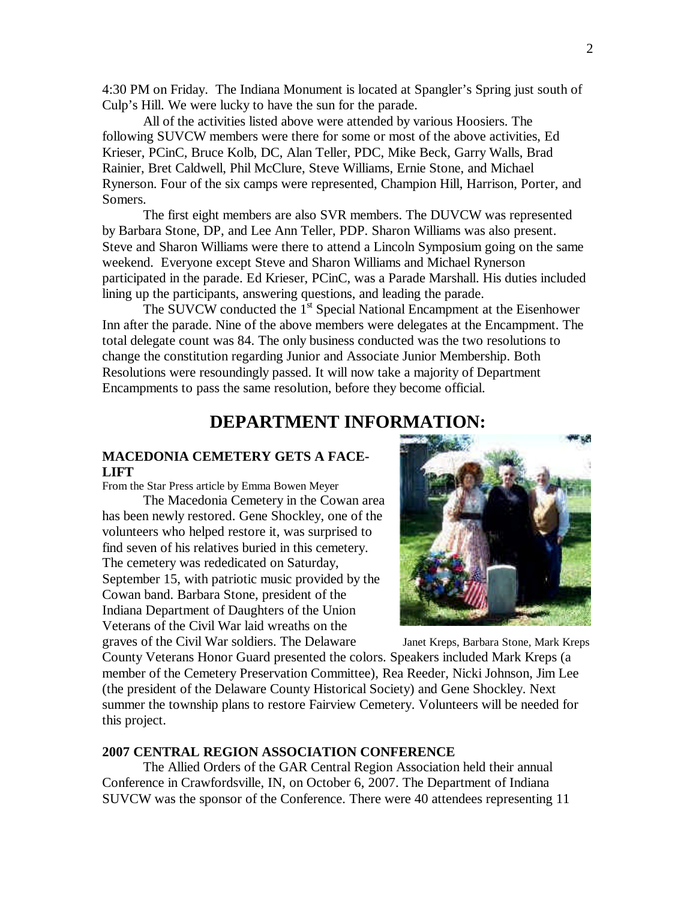4:30 PM on Friday. The Indiana Monument is located at Spangler's Spring just south of Culp's Hill. We were lucky to have the sun for the parade.

All of the activities listed above were attended by various Hoosiers. The following SUVCW members were there for some or most of the above activities, Ed Krieser, PCinC, Bruce Kolb, DC, Alan Teller, PDC, Mike Beck, Garry Walls, Brad Rainier, Bret Caldwell, Phil McClure, Steve Williams, Ernie Stone, and Michael Rynerson. Four of the six camps were represented, Champion Hill, Harrison, Porter, and Somers.

The first eight members are also SVR members. The DUVCW was represented by Barbara Stone, DP, and Lee Ann Teller, PDP. Sharon Williams was also present. Steve and Sharon Williams were there to attend a Lincoln Symposium going on the same weekend. Everyone except Steve and Sharon Williams and Michael Rynerson participated in the parade. Ed Krieser, PCinC, was a Parade Marshall. His duties included lining up the participants, answering questions, and leading the parade.

The SUVCW conducted the 1st Special National Encampment at the Eisenhower Inn after the parade. Nine of the above members were delegates at the Encampment. The total delegate count was 84. The only business conducted was the two resolutions to change the constitution regarding Junior and Associate Junior Membership. Both Resolutions were resoundingly passed. It will now take a majority of Department Encampments to pass the same resolution, before they become official.

# DEPARTMENT INFORMATION:

### MACEDONIA CEMETERY GETS A FACE-LIFT

From the Star Press article by Emma Bowen Meyer

The Macedonia Cemetery in the Cowan area has been newly restored. Gene Shockley, one of the volunteers who helped restore it, was surprised to find seven of his relatives buried in this cemetery. The cemetery was rededicated on Saturday, September 15, with patriotic music provided by the Cowan band. Barbara Stone, president of the Indiana Department of Daughters of the Union Veterans of the Civil War laid wreaths on the graves of the Civil War soldiers. The Delaware County Veterans Honor Guard presented the colors. Speakers included Mark Kreps (a member of the Cemetery Preservation Committee), Rea Reeder, Nicki Johnson, Jim Lee (the president of the Delaware County Historical Society) and Gene Shockley. Next summer the township plans to restore Fairview Cemetery. Volunteers will be needed for this project.

Janet Kreps, Barbara Stone, Mark Kreps

### 2007 CENTRAL REGION ASSOCIATION CONFERENCE

The Allied Orders of the GAR Central Region Association held their annual Conference in Crawfordsville, IN, on October 6, 2007. The Department of Indiana SUVCW was the sponsor of the Conference. There were 40 attendees representing 11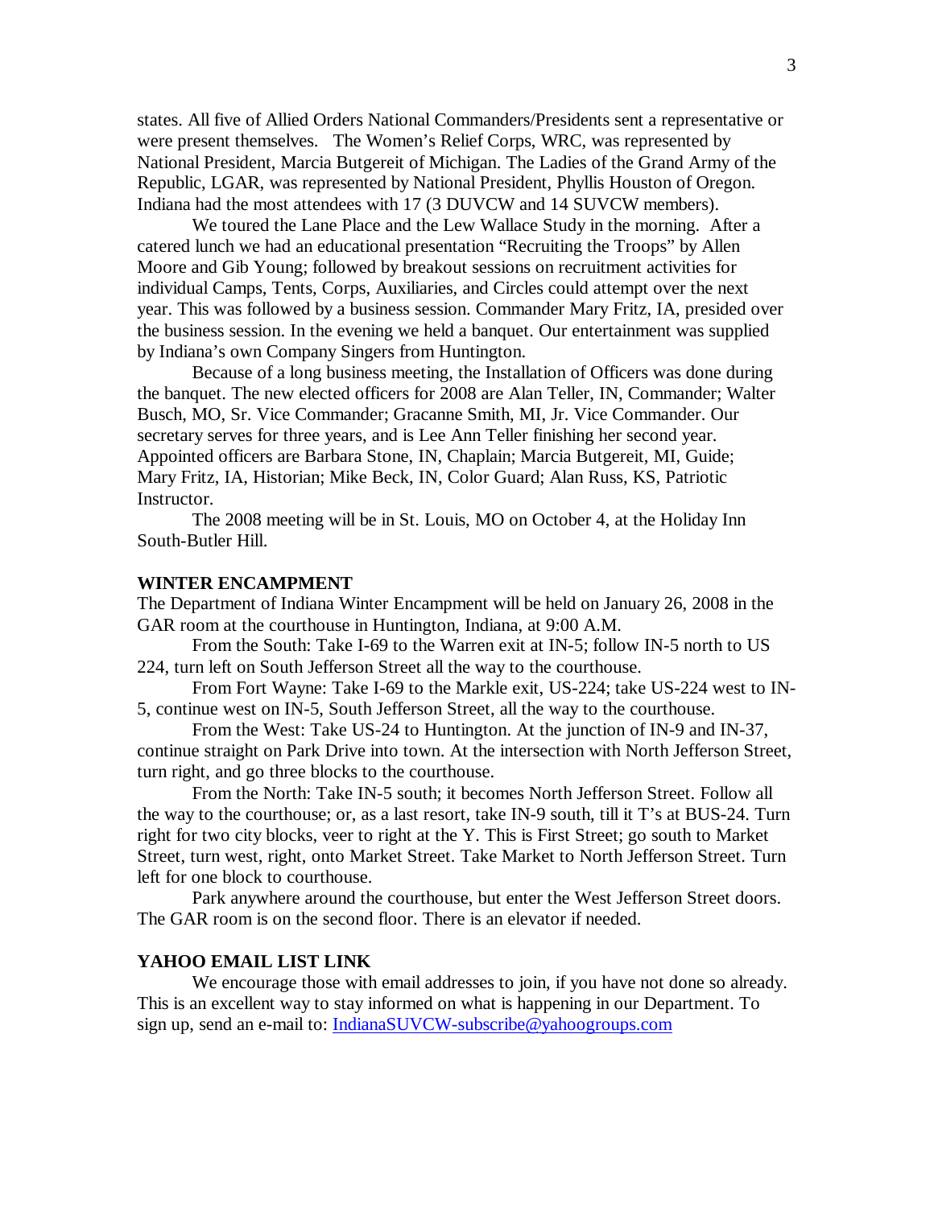states. All five of Allied Orders National Commanders/Presidents sent a representative or were present themselves. The Women's Relief Corps, WRC, was represented by National President, Marcia Butgereit of Michigan. The Ladies of the Grand Army of the Republic, LGAR, was represented by National President, Phyllis Houston of Oregon. Indiana had the most attendees with 17 (3 DUVCW and 14 SUVCW members).

We toured the Lane Place and the Lew Wallace Study in the morning. After a catered lunch we had an educational presentation "Recruiting the Troops" by Allen Moore and Gib Young; followed by breakout sessions on recruitment activities for individual Camps, Tents, Corps, Auxiliaries, and Circles could attempt over the next year. This was followed by a business session. Commander Mary Fritz, IA, presided over the business session. In the evening we held a banquet. Our entertainment was supplied by Indiana's own Company Singers from Huntington.

Because of a long business meeting, the Installation of Officers was done during the banquet. The new elected officers for 2008 are Alan Teller, IN, Commander; Walter Busch, MO, Sr. Vice Commander; Gracanne Smith, MI, Jr. Vice Commander. Our secretary serves for three years, and is Lee Ann Teller finishing her second year. Appointed officers are Barbara Stone, IN, Chaplain; Marcia Butgereit, MI, Guide; Mary Fritz, IA, Historian; Mike Beck, IN, Color Guard; Alan Russ, KS, Patriotic Instructor.

The 2008 meeting will be in St. Louis, MO on October 4, at the Holiday Inn South-Butler Hill.

**WINTER ENCAMPMENT**

The Department of Indiana Winter Encampment will be held on January 26, 2008 in the GAR room at the courthouse in Huntington, Indiana, at 9:00 A.M.

From the South: Take I-69 to the Warren exit at IN-5; follow IN-5 north to US 224, turn left on South Jefferson Street all the way to the courthouse.

From Fort Wayne: Take I-69 to the Markle exit, US-224; take US-224 west to IN-5, continue west on IN-5, South Jefferson Street, all the way to the courthouse.

From the West: Take US-24 to Huntington. At the junction of IN-9 and IN-37, continue straight on Park Drive into town. At the intersection with North Jefferson Street, turn right, and go three blocks to the courthouse.

From the North: Take IN-5 south; it becomes North Jefferson Street. Follow all the way to the courthouse; or, as a last resort, take IN-9 south, till it T's at BUS-24. Turn right for two city blocks, veer to right at the Y. This is First Street; go south to Market Street, turn west, right, onto Market Street. Take Market to North Jefferson Street. Turn left for one block to courthouse.

Park anywhere around the courthouse, but enter the West Jefferson Street doors. The GAR room is on the second floor. There is an elevator if needed.

**YAHOO EMAIL LIST LINK**

We encourage those with email addresses to join, if you have not done so already. This is an excellent way to stay informed on what is happening in our Department. To sign up, send an e-mail to: IndianaSUVCW-subscribe@yahoogroups.com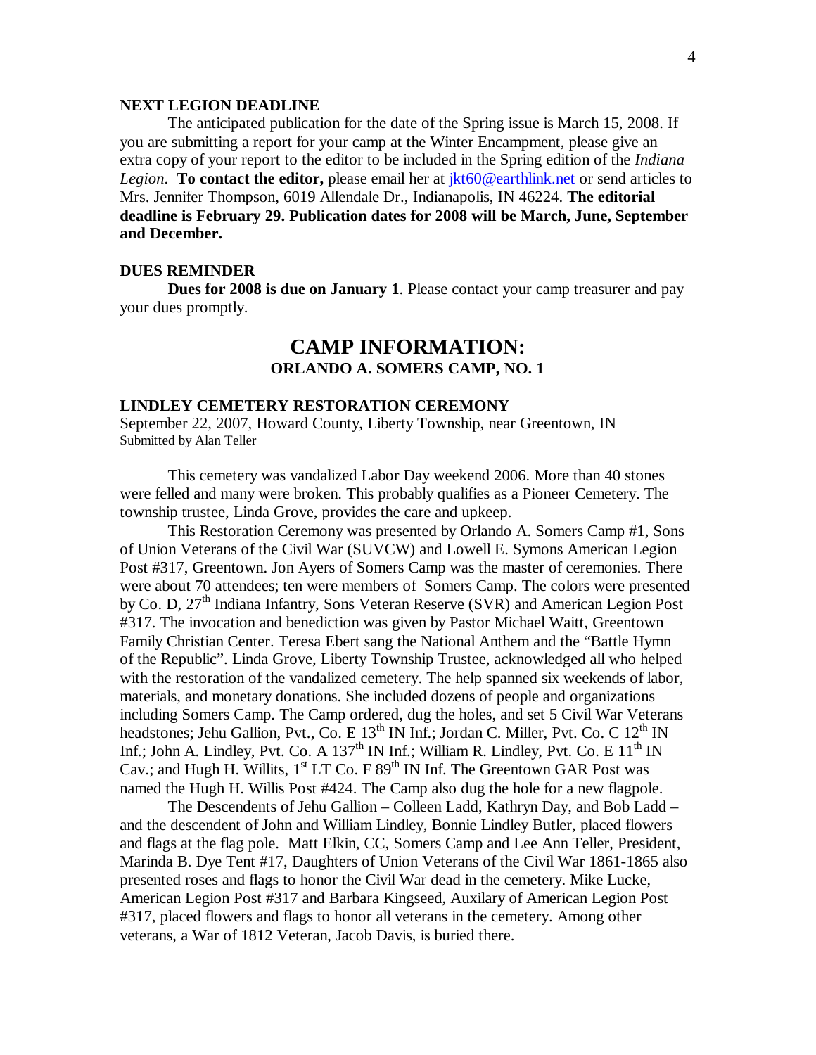### NEXT LEGION DEADLINE

The anticipated publication for the date of the Spring issue is March 15, 2008. If you are submitting a report for your camp at the Winter Encampment, please give an extra copy of your report to the editor to be included in the Spring edition of the *Indiana Legion*. **To contact the editor,** please email her at jkt60@earthlink.net or send articles to Mrs. Jennifer Thompson, 6019 Allendale Dr., Indianapolis, IN 46224. **The editorial deadline is February 29. Publication dates for 2008 will be March, June, September and December.**

### DUES REMINDER

**Dues for 2008 is due on January 1**. Please contact your camp treasurer and pay your dues promptly.

# CAMP INFORMATION:
## ORLANDO A. SOMERS CAMP, NO. 1

### LINDLEY CEMETERY RESTORATION CEREMONY

September 22, 2007, Howard County, Liberty Township, near Greentown, IN
Submitted by Alan Teller

This cemetery was vandalized Labor Day weekend 2006. More than 40 stones were felled and many were broken. This probably qualifies as a Pioneer Cemetery. The township trustee, Linda Grove, provides the care and upkeep.

This Restoration Ceremony was presented by Orlando A. Somers Camp #1, Sons of Union Veterans of the Civil War (SUVCW) and Lowell E. Symons American Legion Post #317, Greentown. Jon Ayers of Somers Camp was the master of ceremonies. There were about 70 attendees; ten were members of Somers Camp. The colors were presented by Co. D, 27th Indiana Infantry, Sons Veteran Reserve (SVR) and American Legion Post #317. The invocation and benediction was given by Pastor Michael Waitt, Greentown Family Christian Center. Teresa Ebert sang the National Anthem and the "Battle Hymn of the Republic". Linda Grove, Liberty Township Trustee, acknowledged all who helped with the restoration of the vandalized cemetery. The help spanned six weekends of labor, materials, and monetary donations. She included dozens of people and organizations including Somers Camp. The Camp ordered, dug the holes, and set 5 Civil War Veterans headstones; Jehu Gallion, Pvt., Co. E 13th IN Inf.; Jordan C. Miller, Pvt. Co. C 12th IN Inf.; John A. Lindley, Pvt. Co. A 137th IN Inf.; William R. Lindley, Pvt. Co. E 11th IN Cav.; and Hugh H. Willits, 1st LT Co. F 89th IN Inf. The Greentown GAR Post was named the Hugh H. Willis Post #424. The Camp also dug the hole for a new flagpole.

The Descendents of Jehu Gallion – Colleen Ladd, Kathryn Day, and Bob Ladd – and the descendent of John and William Lindley, Bonnie Lindley Butler, placed flowers and flags at the flag pole. Matt Elkin, CC, Somers Camp and Lee Ann Teller, President, Marinda B. Dye Tent #17, Daughters of Union Veterans of the Civil War 1861-1865 also presented roses and flags to honor the Civil War dead in the cemetery. Mike Lucke, American Legion Post #317 and Barbara Kingseed, Auxilary of American Legion Post #317, placed flowers and flags to honor all veterans in the cemetery. Among other veterans, a War of 1812 Veteran, Jacob Davis, is buried there.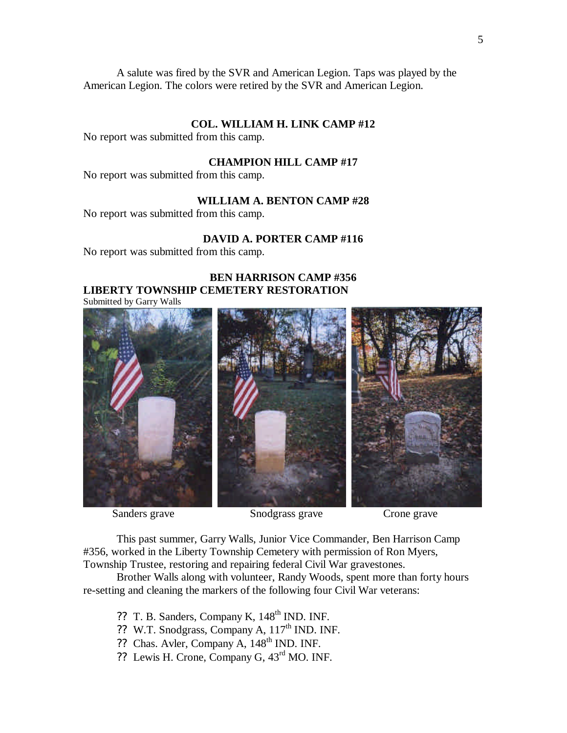A salute was fired by the SVR and American Legion. Taps was played by the American Legion. The colors were retired by the SVR and American Legion.

### COL. WILLIAM H. LINK CAMP #12

No report was submitted from this camp.

### CHAMPION HILL CAMP #17

No report was submitted from this camp.

### WILLIAM A. BENTON CAMP #28

No report was submitted from this camp.

### DAVID A. PORTER CAMP #116

No report was submitted from this camp.

### BEN HARRISON CAMP #356

### LIBERTY TOWNSHIP CEMETERY RESTORATION

Submitted by Garry Walls

Sanders grave　　Snodgrass grave　　Crone grave

This past summer, Garry Walls, Junior Vice Commander, Ben Harrison Camp #356, worked in the Liberty Township Cemetery with permission of Ron Myers, Township Trustee, restoring and repairing federal Civil War gravestones.

Brother Walls along with volunteer, Randy Woods, spent more than forty hours re-setting and cleaning the markers of the following four Civil War veterans:

- T. B. Sanders, Company K, 148th IND. INF.
- W.T. Snodgrass, Company A, 117th IND. INF.
- Chas. Avler, Company A, 148th IND. INF.
- Lewis H. Crone, Company G, 43rd MO. INF.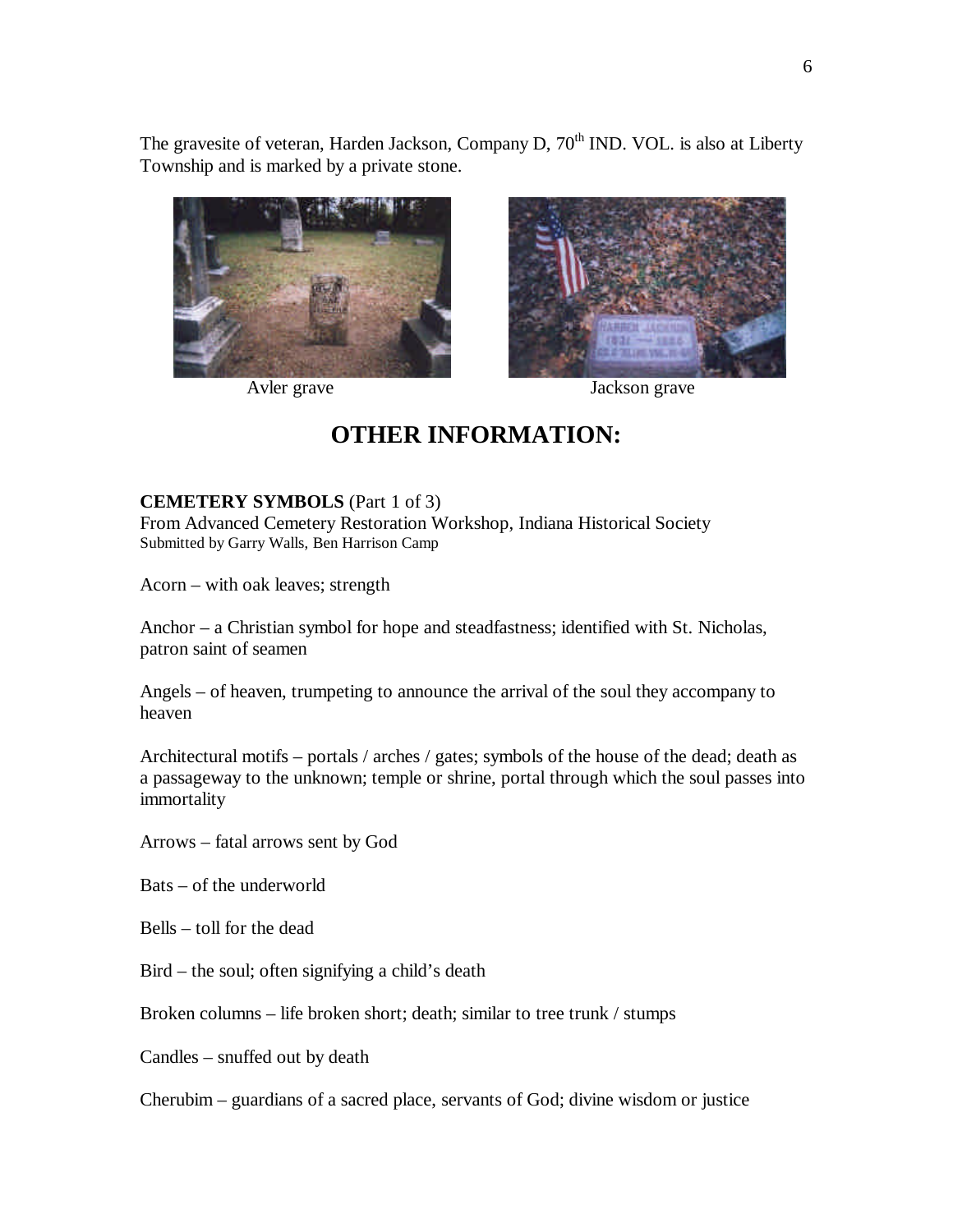The gravesite of veteran, Harden Jackson, Company D, 70th IND. VOL. is also at Liberty Township and is marked by a private stone.

Avler grave

Jackson grave

## OTHER INFORMATION:

**CEMETERY SYMBOLS** (Part 1 of 3)
From Advanced Cemetery Restoration Workshop, Indiana Historical Society
Submitted by Garry Walls, Ben Harrison Camp

Acorn – with oak leaves; strength

Anchor – a Christian symbol for hope and steadfastness; identified with St. Nicholas, patron saint of seamen

Angels – of heaven, trumpeting to announce the arrival of the soul they accompany to heaven

Architectural motifs – portals / arches / gates; symbols of the house of the dead; death as a passageway to the unknown; temple or shrine, portal through which the soul passes into immortality

Arrows – fatal arrows sent by God

Bats – of the underworld

Bells – toll for the dead

Bird – the soul; often signifying a child's death

Broken columns – life broken short; death; similar to tree trunk / stumps

Candles – snuffed out by death

Cherubim – guardians of a sacred place, servants of God; divine wisdom or justice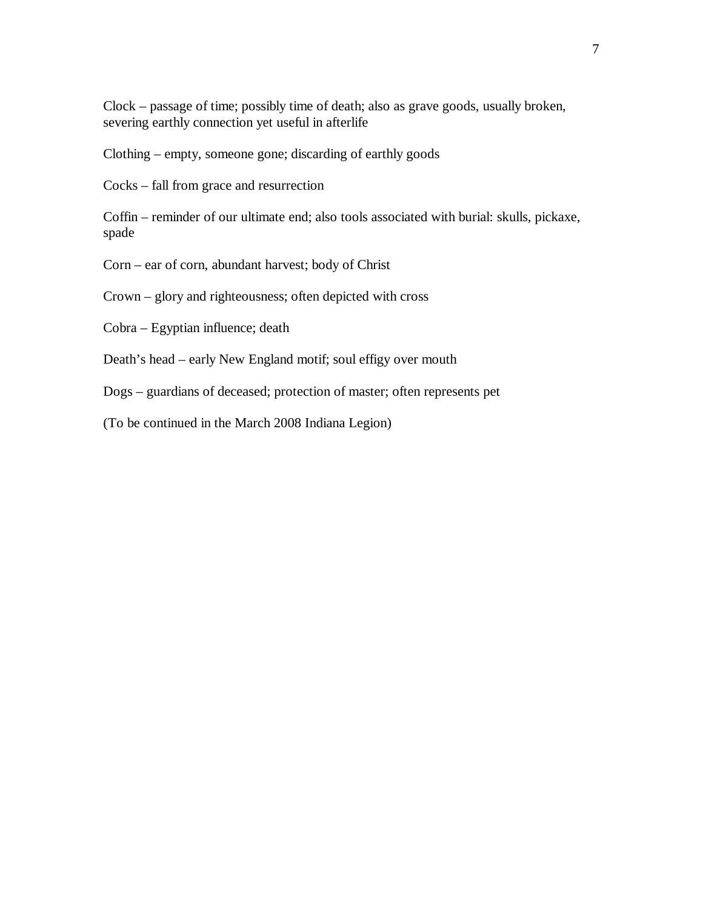Clock – passage of time; possibly time of death; also as grave goods, usually broken, severing earthly connection yet useful in afterlife

Clothing – empty, someone gone; discarding of earthly goods

Cocks – fall from grace and resurrection

Coffin – reminder of our ultimate end; also tools associated with burial: skulls, pickaxe, spade

Corn – ear of corn, abundant harvest; body of Christ

Crown – glory and righteousness; often depicted with cross

Cobra – Egyptian influence; death

Death's head – early New England motif; soul effigy over mouth

Dogs – guardians of deceased; protection of master; often represents pet

(To be continued in the March 2008 Indiana Legion)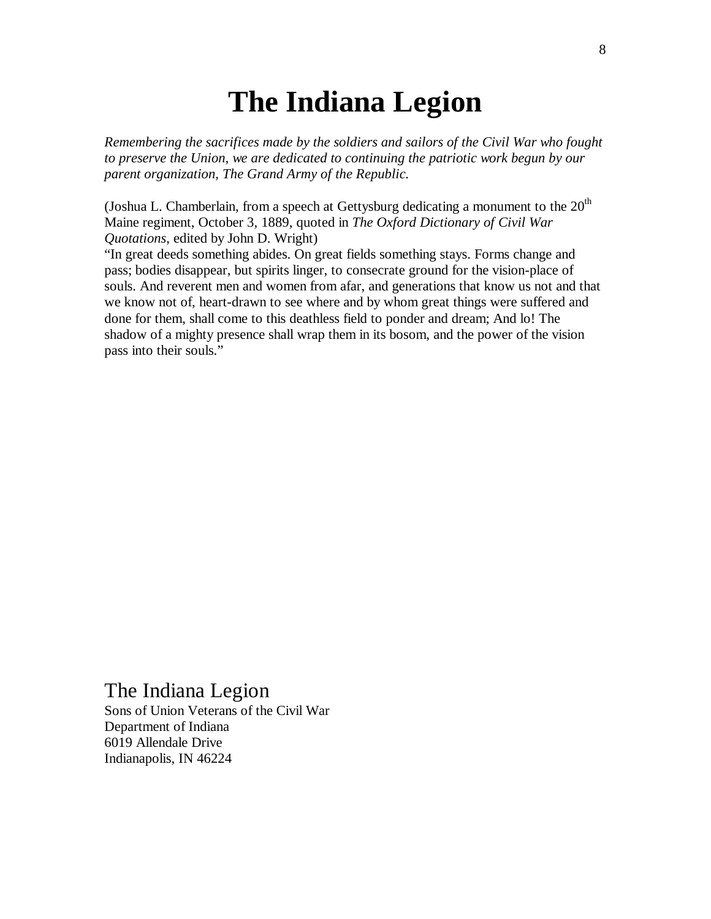# The Indiana Legion

*Remembering the sacrifices made by the soldiers and sailors of the Civil War who fought to preserve the Union, we are dedicated to continuing the patriotic work begun by our parent organization, The Grand Army of the Republic.*

(Joshua L. Chamberlain, from a speech at Gettysburg dedicating a monument to the 20th Maine regiment, October 3, 1889, quoted in *The Oxford Dictionary of Civil War Quotations*, edited by John D. Wright)

"In great deeds something abides. On great fields something stays. Forms change and pass; bodies disappear, but spirits linger, to consecrate ground for the vision-place of souls. And reverent men and women from afar, and generations that know us not and that we know not of, heart-drawn to see where and by whom great things were suffered and done for them, shall come to this deathless field to ponder and dream; And lo! The shadow of a mighty presence shall wrap them in its bosom, and the power of the vision pass into their souls."

The Indiana Legion
Sons of Union Veterans of the Civil War
Department of Indiana
6019 Allendale Drive
Indianapolis, IN 46224